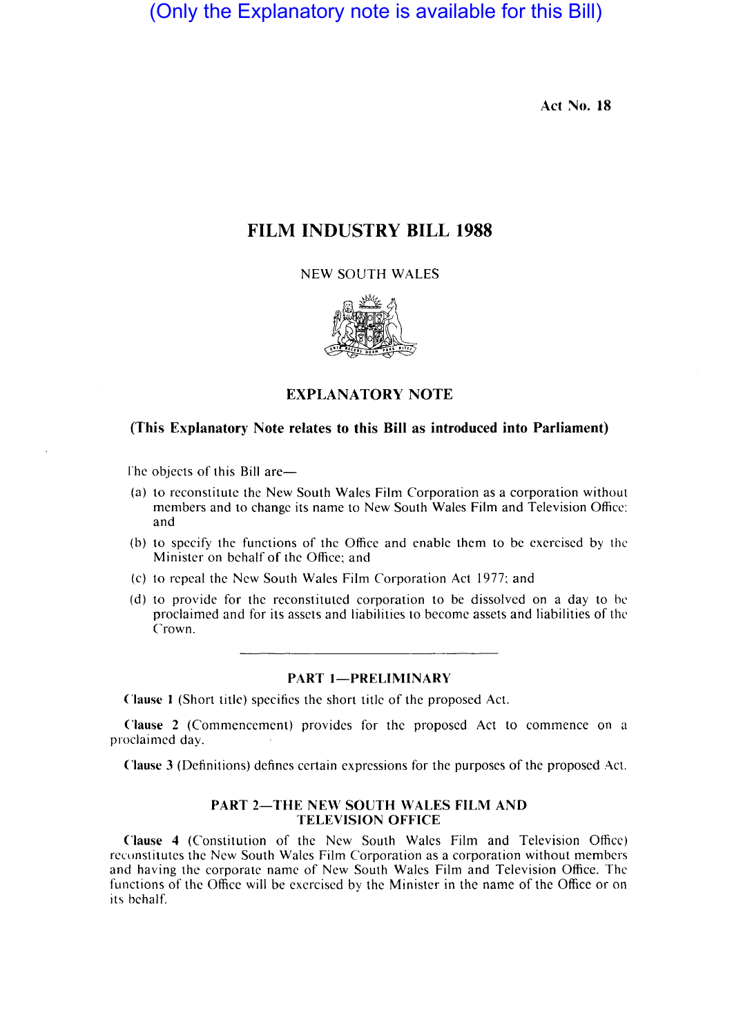(Only the Explanatory note is available for this Bill)

Act No. 18

# FILM INDUSTRY BILL 1988

NEW SOUTH WALES

## EXPLANATORY NOTE

**(This Explanatory Note relates to this Bill as introduced into Parliament)**

The objects of this Bill are—

(a) to reconstitute the New South Wales Film Corporation as a corporation without members and to change its name to New South Wales Film and Television Office; and

(b) to specify the functions of the Office and enable them to be exercised by the Minister on behalf of the Office; and

(c) to repeal the New South Wales Film Corporation Act 1977; and

(d) to provide for the reconstituted corporation to be dissolved on a day to be proclaimed and for its assets and liabilities to become assets and liabilities of the Crown.

---

### PART 1—PRELIMINARY

**Clause 1** (Short title) specifies the short title of the proposed Act.

**Clause 2** (Commencement) provides for the proposed Act to commence on a proclaimed day.

**Clause 3** (Definitions) defines certain expressions for the purposes of the proposed Act.

### PART 2—THE NEW SOUTH WALES FILM AND TELEVISION OFFICE

**Clause 4** (Constitution of the New South Wales Film and Television Office) reconstitutes the New South Wales Film Corporation as a corporation without members and having the corporate name of New South Wales Film and Television Office. The functions of the Office will be exercised by the Minister in the name of the Office or on its behalf.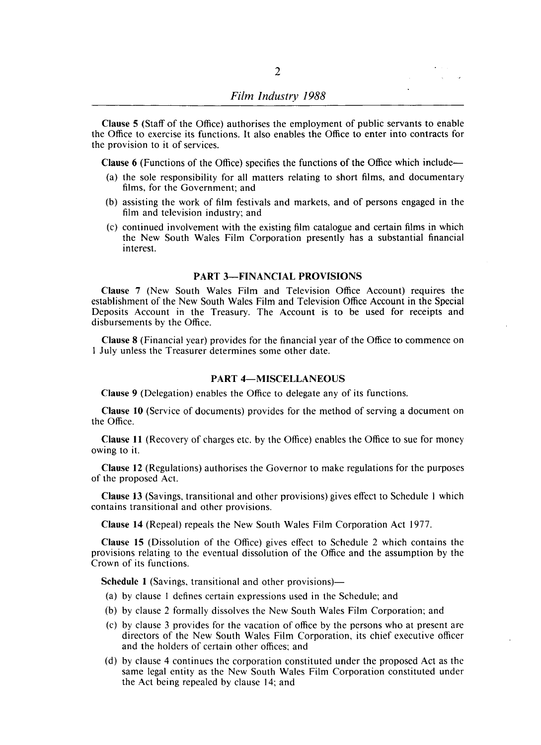**Clause 5** (Staff of the Office) authorises the employment of public servants to enable the Office to exercise its functions. It also enables the Office to enter into contracts for the provision to it of services.

**Clause 6** (Functions of the Office) specifies the functions of the Office which include—

- (a) the sole responsibility for all matters relating to short films, and documentary films, for the Government; and
- (b) assisting the work of film festivals and markets, and of persons engaged in the film and television industry; and
- (c) continued involvement with the existing film catalogue and certain films in which the New South Wales Film Corporation presently has a substantial financial interest.

## PART 3—FINANCIAL PROVISIONS

**Clause 7** (New South Wales Film and Television Office Account) requires the establishment of the New South Wales Film and Television Office Account in the Special Deposits Account in the Treasury. The Account is to be used for receipts and disbursements by the Office.

**Clause 8** (Financial year) provides for the financial year of the Office to commence on 1 July unless the Treasurer determines some other date.

## PART 4—MISCELLANEOUS

**Clause 9** (Delegation) enables the Office to delegate any of its functions.

**Clause 10** (Service of documents) provides for the method of serving a document on the Office.

**Clause 11** (Recovery of charges etc. by the Office) enables the Office to sue for money owing to it.

**Clause 12** (Regulations) authorises the Governor to make regulations for the purposes of the proposed Act.

**Clause 13** (Savings, transitional and other provisions) gives effect to Schedule 1 which contains transitional and other provisions.

**Clause 14** (Repeal) repeals the New South Wales Film Corporation Act 1977.

**Clause 15** (Dissolution of the Office) gives effect to Schedule 2 which contains the provisions relating to the eventual dissolution of the Office and the assumption by the Crown of its functions.

**Schedule 1** (Savings, transitional and other provisions)—

- (a) by clause 1 defines certain expressions used in the Schedule; and
- (b) by clause 2 formally dissolves the New South Wales Film Corporation; and
- (c) by clause 3 provides for the vacation of office by the persons who at present are directors of the New South Wales Film Corporation, its chief executive officer and the holders of certain other offices; and
- (d) by clause 4 continues the corporation constituted under the proposed Act as the same legal entity as the New South Wales Film Corporation constituted under the Act being repealed by clause 14; and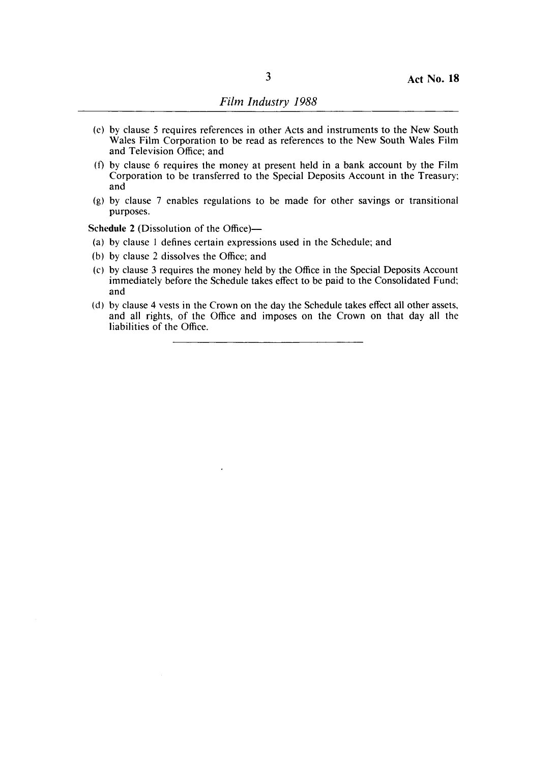(e) by clause 5 requires references in other Acts and instruments to the New South Wales Film Corporation to be read as references to the New South Wales Film and Television Office; and

(f) by clause 6 requires the money at present held in a bank account by the Film Corporation to be transferred to the Special Deposits Account in the Treasury; and

(g) by clause 7 enables regulations to be made for other savings or transitional purposes.

**Schedule 2** (Dissolution of the Office)—

(a) by clause 1 defines certain expressions used in the Schedule; and

(b) by clause 2 dissolves the Office; and

(c) by clause 3 requires the money held by the Office in the Special Deposits Account immediately before the Schedule takes effect to be paid to the Consolidated Fund; and

(d) by clause 4 vests in the Crown on the day the Schedule takes effect all other assets, and all rights, of the Office and imposes on the Crown on that day all the liabilities of the Office.